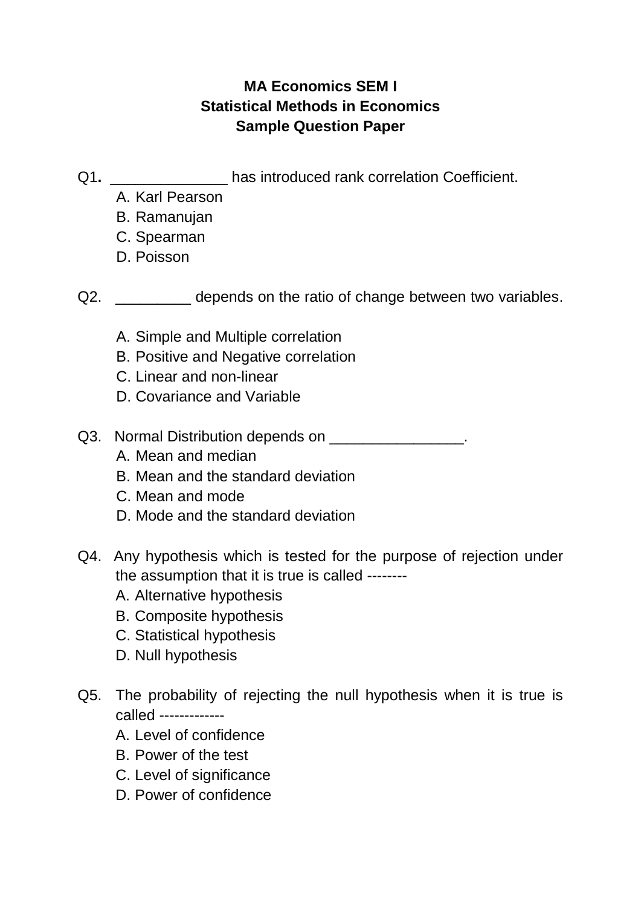**MA Economics SEM I**
**Statistical Methods in Economics**
**Sample Question Paper**

Q1. ______________ has introduced rank correlation Coefficient.

A. Karl Pearson
B. Ramanujan
C. Spearman
D. Poisson

Q2. _________ depends on the ratio of change between two variables.

A. Simple and Multiple correlation
B. Positive and Negative correlation
C. Linear and non-linear
D. Covariance and Variable

Q3. Normal Distribution depends on ________________.

A. Mean and median
B. Mean and the standard deviation
C. Mean and mode
D. Mode and the standard deviation

Q4. Any hypothesis which is tested for the purpose of rejection under the assumption that it is true is called --------

A. Alternative hypothesis
B. Composite hypothesis
C. Statistical hypothesis
D. Null hypothesis

Q5. The probability of rejecting the null hypothesis when it is true is called -------------

A. Level of confidence
B. Power of the test
C. Level of significance
D. Power of confidence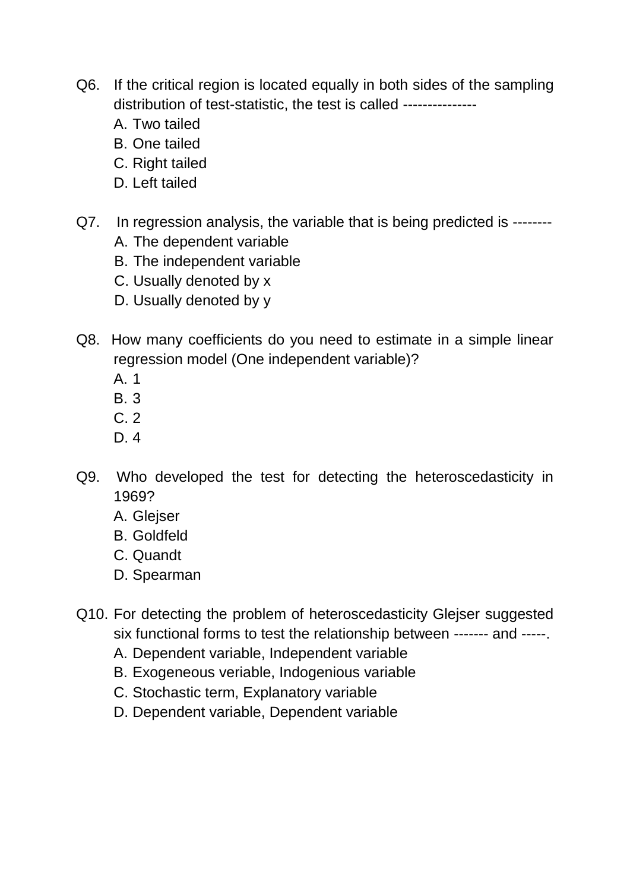Q6. If the critical region is located equally in both sides of the sampling distribution of test-statistic, the test is called ---------------

A. Two tailed
B. One tailed
C. Right tailed
D. Left tailed

Q7. In regression analysis, the variable that is being predicted is --------

A. The dependent variable
B. The independent variable
C. Usually denoted by x
D. Usually denoted by y

Q8. How many coefficients do you need to estimate in a simple linear regression model (One independent variable)?

A. 1
B. 3
C. 2
D. 4

Q9. Who developed the test for detecting the heteroscedasticity in 1969?

A. Glejser
B. Goldfeld
C. Quandt
D. Spearman

Q10. For detecting the problem of heteroscedasticity Glejser suggested six functional forms to test the relationship between ------- and -----.

A. Dependent variable, Independent variable
B. Exogeneous veriable, Indogenious variable
C. Stochastic term, Explanatory variable
D. Dependent variable, Dependent variable